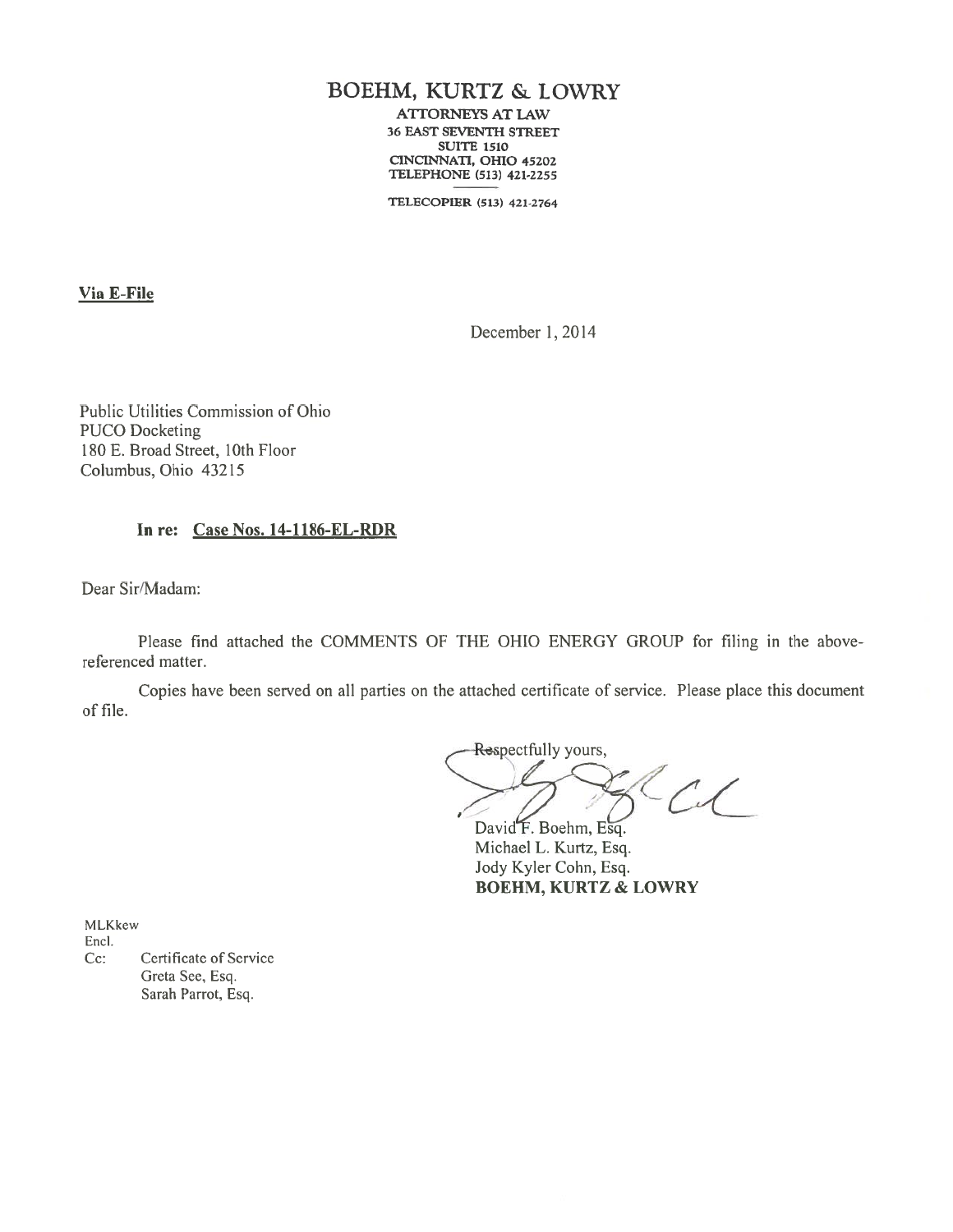# BOEHM, KURTZ & LOWRY

ATTORNEYS AT LAW
36 EAST SEVENTH STREET
SUITE 1510
CINCINNATI, OHIO 45202
TELEPHONE (513) 421-2255

TELECOPIER (513) 421-2764

**Via E-File**

December 1, 2014

Public Utilities Commission of Ohio
PUCO Docketing
180 E. Broad Street, 10th Floor
Columbus, Ohio 43215

**In re: Case Nos. 14-1186-EL-RDR**

Dear Sir/Madam:

Please find attached the COMMENTS OF THE OHIO ENERGY GROUP for filing in the above-referenced matter.

Copies have been served on all parties on the attached certificate of service. Please place this document of file.

Respectfully yours,

David F. Boehm, Esq.
Michael L. Kurtz, Esq.
Jody Kyler Cohn, Esq.
**BOEHM, KURTZ & LOWRY**

MLKkew
Encl.
Cc: Certificate of Service
Greta See, Esq.
Sarah Parrot, Esq.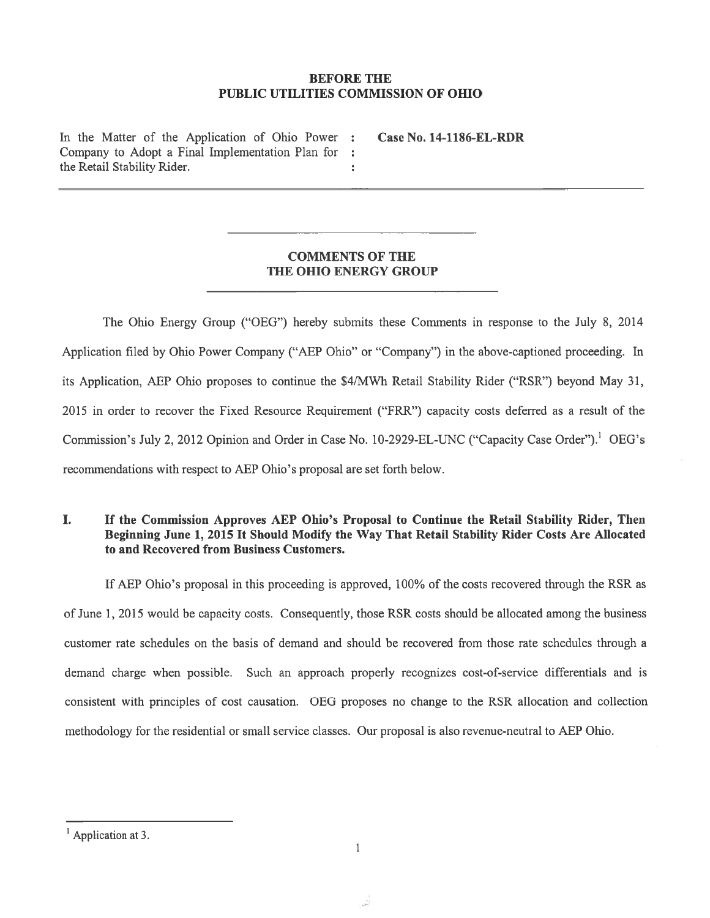**BEFORE THE**
**PUBLIC UTILITIES COMMISSION OF OHIO**

| | | |
|---|---|---|
| In the Matter of the Application of Ohio Power Company to Adopt a Final Implementation Plan for the Retail Stability Rider. | : : : | **Case No. 14-1186-EL-RDR** |

---

**COMMENTS OF THE**
**THE OHIO ENERGY GROUP**

---

The Ohio Energy Group ("OEG") hereby submits these Comments in response to the July 8, 2014 Application filed by Ohio Power Company ("AEP Ohio" or "Company") in the above-captioned proceeding. In its Application, AEP Ohio proposes to continue the $4/MWh Retail Stability Rider ("RSR") beyond May 31, 2015 in order to recover the Fixed Resource Requirement ("FRR") capacity costs deferred as a result of the Commission's July 2, 2012 Opinion and Order in Case No. 10-2929-EL-UNC ("Capacity Case Order").[1] OEG's recommendations with respect to AEP Ohio's proposal are set forth below.

## I. If the Commission Approves AEP Ohio's Proposal to Continue the Retail Stability Rider, Then Beginning June 1, 2015 It Should Modify the Way That Retail Stability Rider Costs Are Allocated to and Recovered from Business Customers.

If AEP Ohio's proposal in this proceeding is approved, 100% of the costs recovered through the RSR as of June 1, 2015 would be capacity costs. Consequently, those RSR costs should be allocated among the business customer rate schedules on the basis of demand and should be recovered from those rate schedules through a demand charge when possible. Such an approach properly recognizes cost-of-service differentials and is consistent with principles of cost causation. OEG proposes no change to the RSR allocation and collection methodology for the residential or small service classes. Our proposal is also revenue-neutral to AEP Ohio.

---

[1] Application at 3.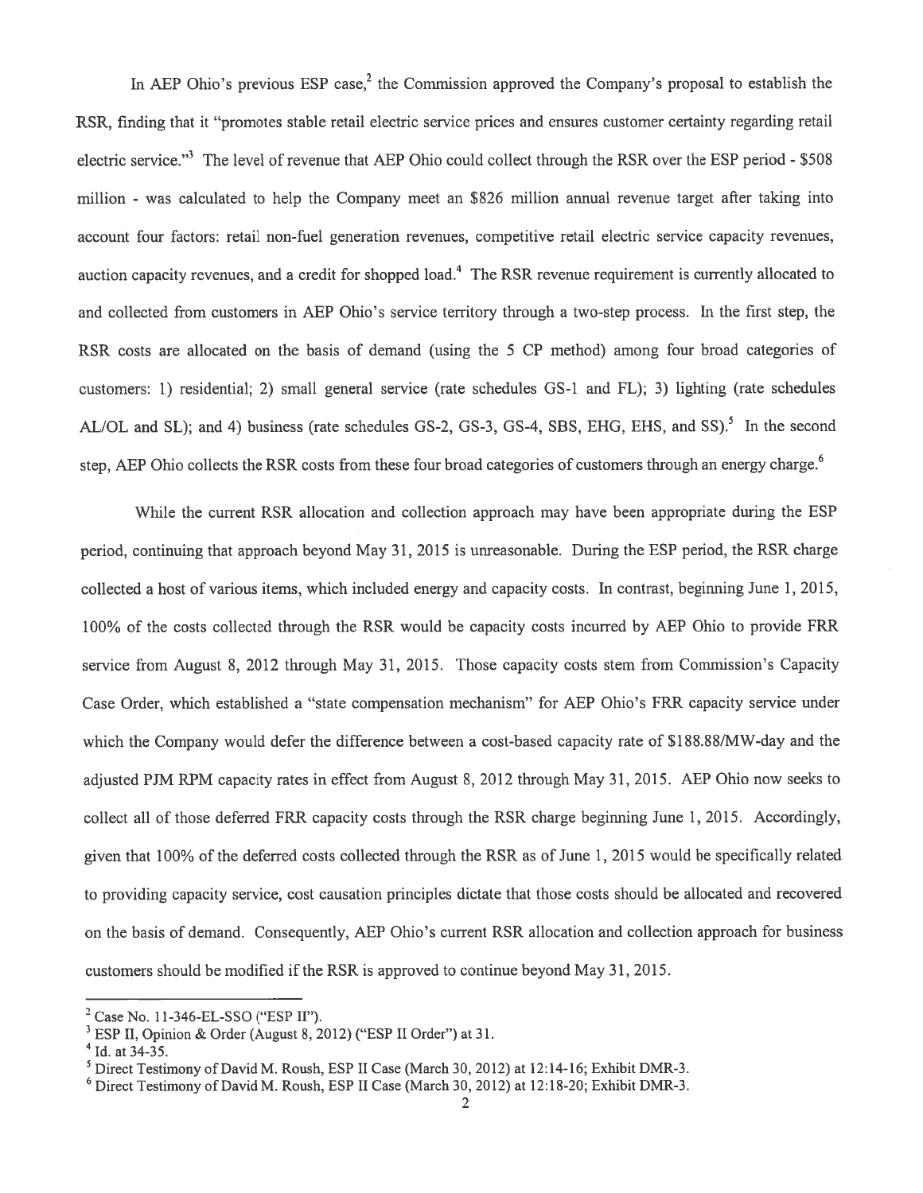In AEP Ohio's previous ESP case,[2] the Commission approved the Company's proposal to establish the RSR, finding that it "promotes stable retail electric service prices and ensures customer certainty regarding retail electric service."[3] The level of revenue that AEP Ohio could collect through the RSR over the ESP period - $508 million - was calculated to help the Company meet an $826 million annual revenue target after taking into account four factors: retail non-fuel generation revenues, competitive retail electric service capacity revenues, auction capacity revenues, and a credit for shopped load.[4] The RSR revenue requirement is currently allocated to and collected from customers in AEP Ohio's service territory through a two-step process. In the first step, the RSR costs are allocated on the basis of demand (using the 5 CP method) among four broad categories of customers: 1) residential; 2) small general service (rate schedules GS-1 and FL); 3) lighting (rate schedules AL/OL and SL); and 4) business (rate schedules GS-2, GS-3, GS-4, SBS, EHG, EHS, and SS).[5] In the second step, AEP Ohio collects the RSR costs from these four broad categories of customers through an energy charge.[6]

While the current RSR allocation and collection approach may have been appropriate during the ESP period, continuing that approach beyond May 31, 2015 is unreasonable. During the ESP period, the RSR charge collected a host of various items, which included energy and capacity costs. In contrast, beginning June 1, 2015, 100% of the costs collected through the RSR would be capacity costs incurred by AEP Ohio to provide FRR service from August 8, 2012 through May 31, 2015. Those capacity costs stem from Commission's Capacity Case Order, which established a "state compensation mechanism" for AEP Ohio's FRR capacity service under which the Company would defer the difference between a cost-based capacity rate of $188.88/MW-day and the adjusted PJM RPM capacity rates in effect from August 8, 2012 through May 31, 2015. AEP Ohio now seeks to collect all of those deferred FRR capacity costs through the RSR charge beginning June 1, 2015. Accordingly, given that 100% of the deferred costs collected through the RSR as of June 1, 2015 would be specifically related to providing capacity service, cost causation principles dictate that those costs should be allocated and recovered on the basis of demand. Consequently, AEP Ohio's current RSR allocation and collection approach for business customers should be modified if the RSR is approved to continue beyond May 31, 2015.

---

[2] Case No. 11-346-EL-SSO ("ESP II").

[3] ESP II, Opinion & Order (August 8, 2012) ("ESP II Order") at 31.

[4] Id. at 34-35.

[5] Direct Testimony of David M. Roush, ESP II Case (March 30, 2012) at 12:14-16; Exhibit DMR-3.

[6] Direct Testimony of David M. Roush, ESP II Case (March 30, 2012) at 12:18-20; Exhibit DMR-3.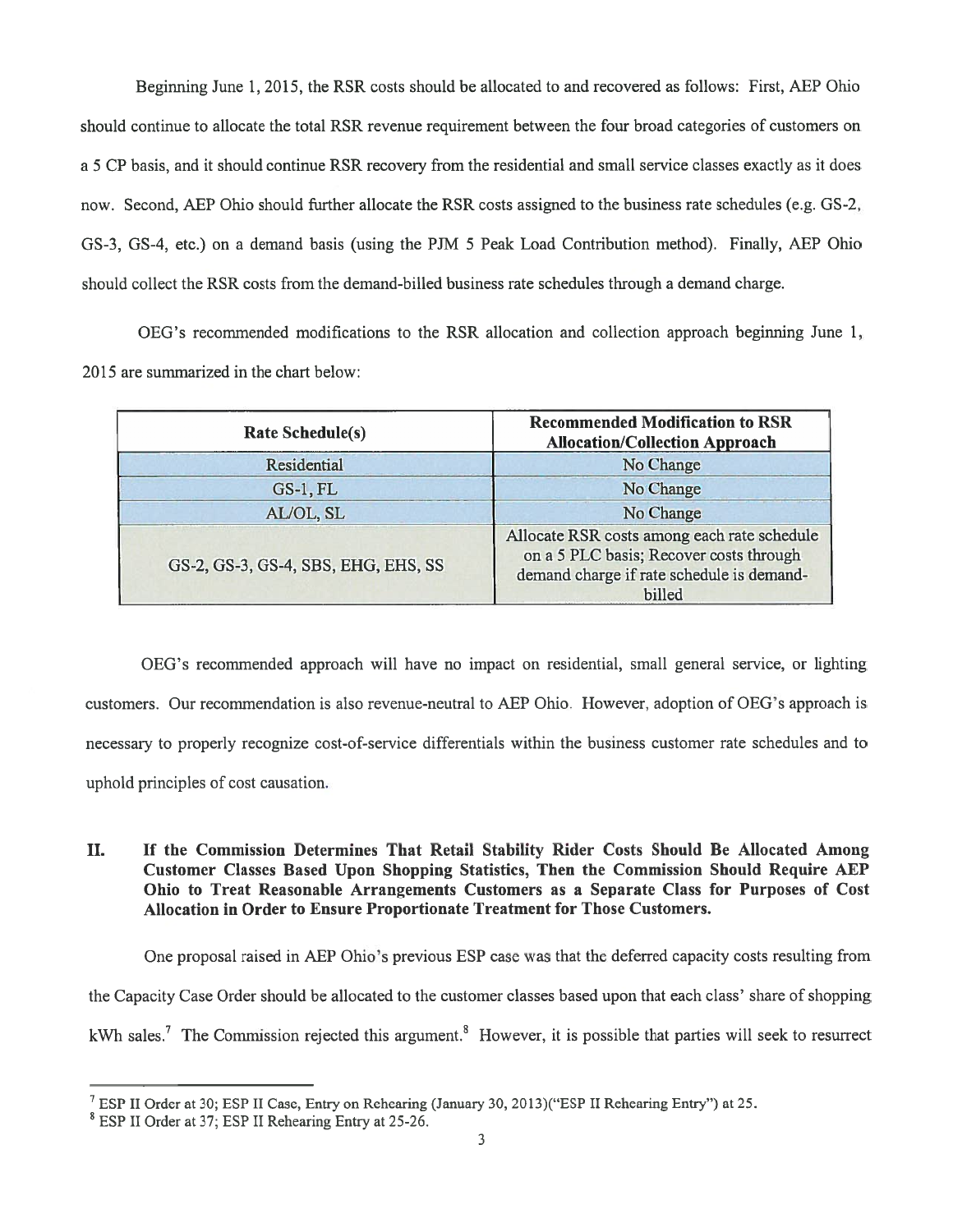Beginning June 1, 2015, the RSR costs should be allocated to and recovered as follows: First, AEP Ohio should continue to allocate the total RSR revenue requirement between the four broad categories of customers on a 5 CP basis, and it should continue RSR recovery from the residential and small service classes exactly as it does now. Second, AEP Ohio should further allocate the RSR costs assigned to the business rate schedules (e.g. GS-2, GS-3, GS-4, etc.) on a demand basis (using the PJM 5 Peak Load Contribution method). Finally, AEP Ohio should collect the RSR costs from the demand-billed business rate schedules through a demand charge.

OEG's recommended modifications to the RSR allocation and collection approach beginning June 1, 2015 are summarized in the chart below:

| Rate Schedule(s) | Recommended Modification to RSR Allocation/Collection Approach |
|---|---|
| Residential | No Change |
| GS-1, FL | No Change |
| AL/OL, SL | No Change |
| GS-2, GS-3, GS-4, SBS, EHG, EHS, SS | Allocate RSR costs among each rate schedule on a 5 PLC basis; Recover costs through demand charge if rate schedule is demand-billed |

OEG's recommended approach will have no impact on residential, small general service, or lighting customers. Our recommendation is also revenue-neutral to AEP Ohio. However, adoption of OEG's approach is necessary to properly recognize cost-of-service differentials within the business customer rate schedules and to uphold principles of cost causation.

## II. If the Commission Determines That Retail Stability Rider Costs Should Be Allocated Among Customer Classes Based Upon Shopping Statistics, Then the Commission Should Require AEP Ohio to Treat Reasonable Arrangements Customers as a Separate Class for Purposes of Cost Allocation in Order to Ensure Proportionate Treatment for Those Customers.

One proposal raised in AEP Ohio's previous ESP case was that the deferred capacity costs resulting from the Capacity Case Order should be allocated to the customer classes based upon that each class' share of shopping kWh sales.[7] The Commission rejected this argument.[8] However, it is possible that parties will seek to resurrect

[7] ESP II Order at 30; ESP II Case, Entry on Rehearing (January 30, 2013)("ESP II Rehearing Entry") at 25.

[8] ESP II Order at 37; ESP II Rehearing Entry at 25-26.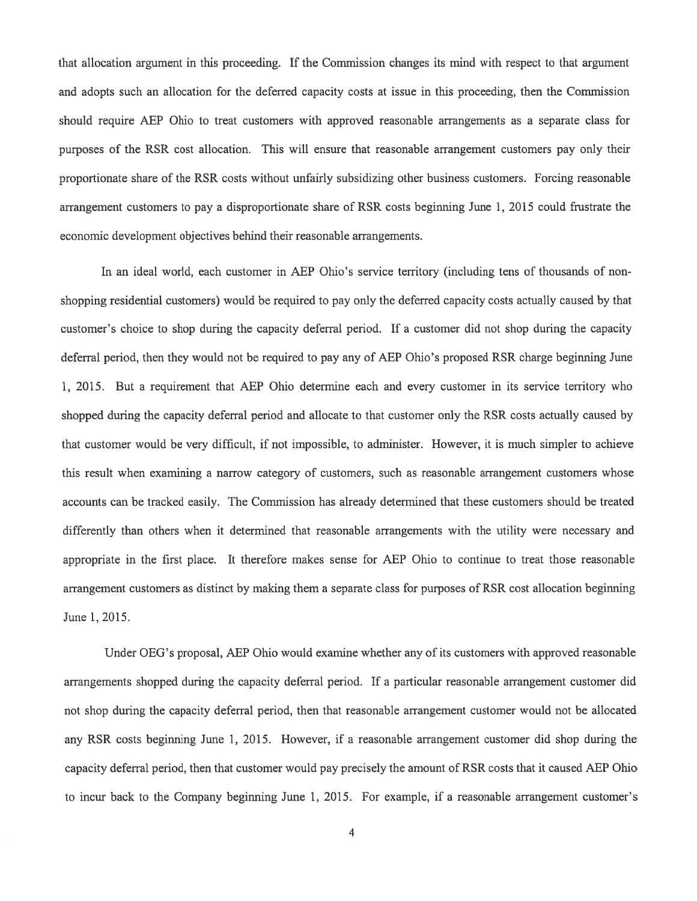that allocation argument in this proceeding. If the Commission changes its mind with respect to that argument and adopts such an allocation for the deferred capacity costs at issue in this proceeding, then the Commission should require AEP Ohio to treat customers with approved reasonable arrangements as a separate class for purposes of the RSR cost allocation. This will ensure that reasonable arrangement customers pay only their proportionate share of the RSR costs without unfairly subsidizing other business customers. Forcing reasonable arrangement customers to pay a disproportionate share of RSR costs beginning June 1, 2015 could frustrate the economic development objectives behind their reasonable arrangements.

In an ideal world, each customer in AEP Ohio's service territory (including tens of thousands of non-shopping residential customers) would be required to pay only the deferred capacity costs actually caused by that customer's choice to shop during the capacity deferral period. If a customer did not shop during the capacity deferral period, then they would not be required to pay any of AEP Ohio's proposed RSR charge beginning June 1, 2015. But a requirement that AEP Ohio determine each and every customer in its service territory who shopped during the capacity deferral period and allocate to that customer only the RSR costs actually caused by that customer would be very difficult, if not impossible, to administer. However, it is much simpler to achieve this result when examining a narrow category of customers, such as reasonable arrangement customers whose accounts can be tracked easily. The Commission has already determined that these customers should be treated differently than others when it determined that reasonable arrangements with the utility were necessary and appropriate in the first place. It therefore makes sense for AEP Ohio to continue to treat those reasonable arrangement customers as distinct by making them a separate class for purposes of RSR cost allocation beginning June 1, 2015.

Under OEG's proposal, AEP Ohio would examine whether any of its customers with approved reasonable arrangements shopped during the capacity deferral period. If a particular reasonable arrangement customer did not shop during the capacity deferral period, then that reasonable arrangement customer would not be allocated any RSR costs beginning June 1, 2015. However, if a reasonable arrangement customer did shop during the capacity deferral period, then that customer would pay precisely the amount of RSR costs that it caused AEP Ohio to incur back to the Company beginning June 1, 2015. For example, if a reasonable arrangement customer's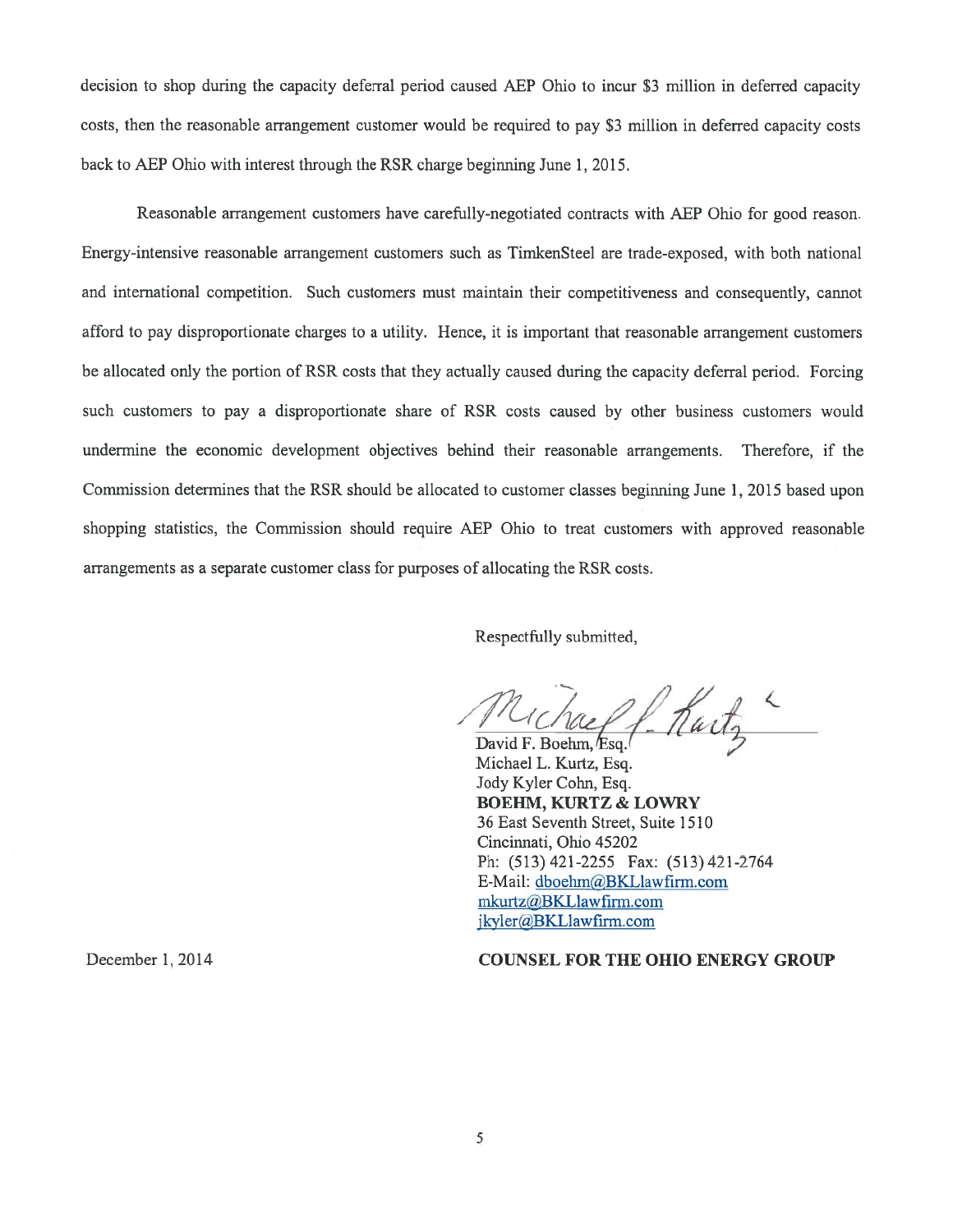decision to shop during the capacity deferral period caused AEP Ohio to incur $3 million in deferred capacity costs, then the reasonable arrangement customer would be required to pay $3 million in deferred capacity costs back to AEP Ohio with interest through the RSR charge beginning June 1, 2015.

Reasonable arrangement customers have carefully-negotiated contracts with AEP Ohio for good reason. Energy-intensive reasonable arrangement customers such as TimkenSteel are trade-exposed, with both national and international competition. Such customers must maintain their competitiveness and consequently, cannot afford to pay disproportionate charges to a utility. Hence, it is important that reasonable arrangement customers be allocated only the portion of RSR costs that they actually caused during the capacity deferral period. Forcing such customers to pay a disproportionate share of RSR costs caused by other business customers would undermine the economic development objectives behind their reasonable arrangements. Therefore, if the Commission determines that the RSR should be allocated to customer classes beginning June 1, 2015 based upon shopping statistics, the Commission should require AEP Ohio to treat customers with approved reasonable arrangements as a separate customer class for purposes of allocating the RSR costs.

Respectfully submitted,

David F. Boehm, Esq.
Michael L. Kurtz, Esq.
Jody Kyler Cohn, Esq.
**BOEHM, KURTZ & LOWRY**
36 East Seventh Street, Suite 1510
Cincinnati, Ohio 45202
Ph: (513) 421-2255 Fax: (513) 421-2764
E-Mail: dboehm@BKLlawfirm.com
mkurtz@BKLlawfirm.com
jkyler@BKLlawfirm.com

December 1, 2014

**COUNSEL FOR THE OHIO ENERGY GROUP**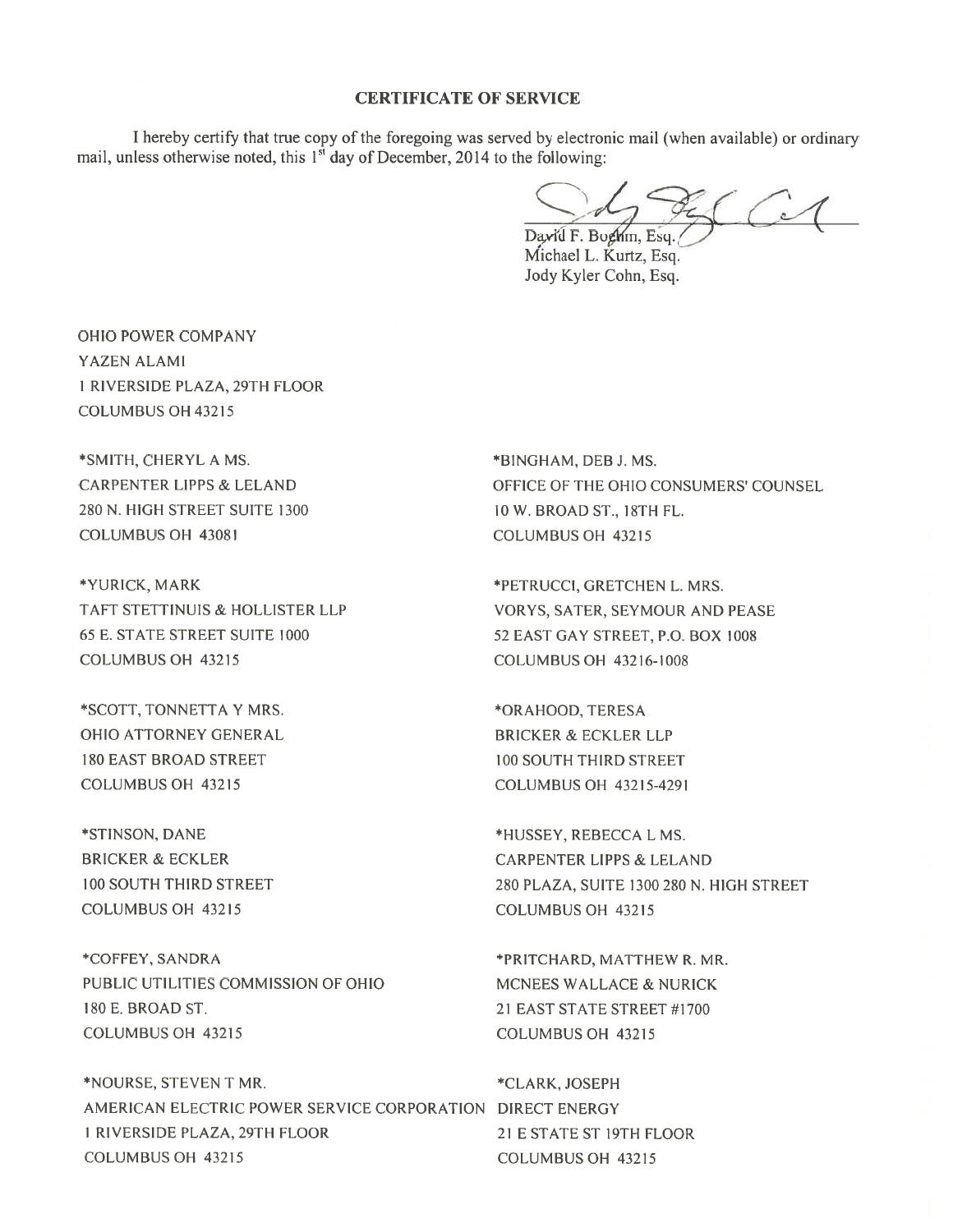## CERTIFICATE OF SERVICE

I hereby certify that true copy of the foregoing was served by electronic mail (when available) or ordinary mail, unless otherwise noted, this 1[st] day of December, 2014 to the following:

David F. Boehm, Esq.
Michael L. Kurtz, Esq.
Jody Kyler Cohn, Esq.

OHIO POWER COMPANY
YAZEN ALAMI
1 RIVERSIDE PLAZA, 29TH FLOOR
COLUMBUS OH 43215

*SMITH, CHERYL A MS.
CARPENTER LIPPS & LELAND
280 N. HIGH STREET SUITE 1300
COLUMBUS OH 43081

*BINGHAM, DEB J. MS.
OFFICE OF THE OHIO CONSUMERS' COUNSEL
10 W. BROAD ST., 18TH FL.
COLUMBUS OH 43215

*YURICK, MARK
TAFT STETTINUIS & HOLLISTER LLP
65 E. STATE STREET SUITE 1000
COLUMBUS OH 43215

*PETRUCCI, GRETCHEN L. MRS.
VORYS, SATER, SEYMOUR AND PEASE
52 EAST GAY STREET, P.O. BOX 1008
COLUMBUS OH 43216-1008

*SCOTT, TONNETTA Y MRS.
OHIO ATTORNEY GENERAL
180 EAST BROAD STREET
COLUMBUS OH 43215

*ORAHOOD, TERESA
BRICKER & ECKLER LLP
100 SOUTH THIRD STREET
COLUMBUS OH 43215-4291

*STINSON, DANE
BRICKER & ECKLER
100 SOUTH THIRD STREET
COLUMBUS OH 43215

*HUSSEY, REBECCA L MS.
CARPENTER LIPPS & LELAND
280 PLAZA, SUITE 1300 280 N. HIGH STREET
COLUMBUS OH 43215

*COFFEY, SANDRA
PUBLIC UTILITIES COMMISSION OF OHIO
180 E. BROAD ST.
COLUMBUS OH 43215

*PRITCHARD, MATTHEW R. MR.
MCNEES WALLACE & NURICK
21 EAST STATE STREET #1700
COLUMBUS OH 43215

*NOURSE, STEVEN T MR.
AMERICAN ELECTRIC POWER SERVICE CORPORATION
1 RIVERSIDE PLAZA, 29TH FLOOR
COLUMBUS OH 43215

*CLARK, JOSEPH
DIRECT ENERGY
21 E STATE ST 19TH FLOOR
COLUMBUS OH 43215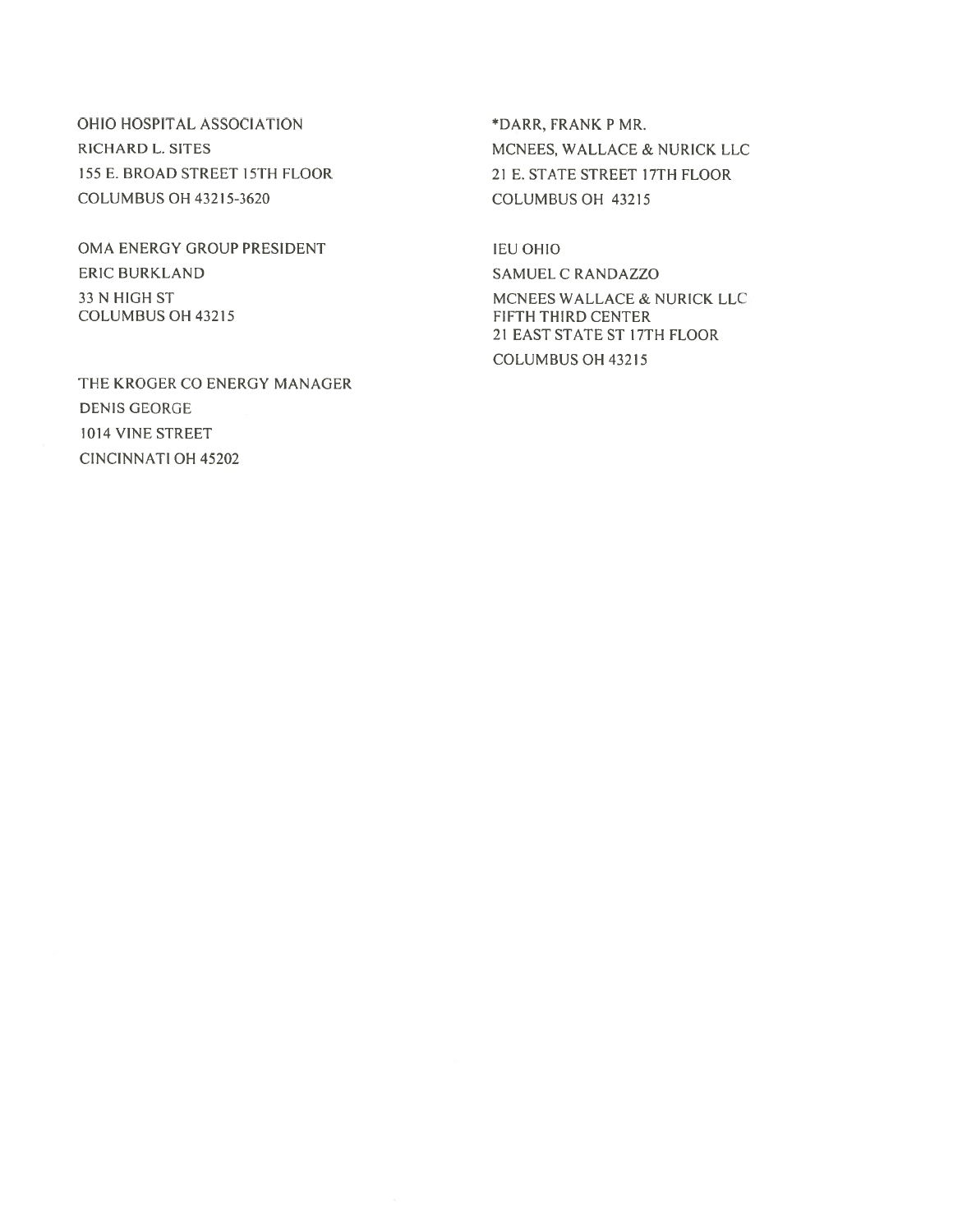OHIO HOSPITAL ASSOCIATION
RICHARD L. SITES
155 E. BROAD STREET 15TH FLOOR
COLUMBUS OH 43215-3620

OMA ENERGY GROUP PRESIDENT
ERIC BURKLAND
33 N HIGH ST
COLUMBUS OH 43215

THE KROGER CO ENERGY MANAGER
DENIS GEORGE
1014 VINE STREET
CINCINNATI OH 45202

*DARR, FRANK P MR.
MCNEES, WALLACE & NURICK LLC
21 E. STATE STREET 17TH FLOOR
COLUMBUS OH 43215

IEU OHIO
SAMUEL C RANDAZZO
MCNEES WALLACE & NURICK LLC
FIFTH THIRD CENTER
21 EAST STATE ST 17TH FLOOR
COLUMBUS OH 43215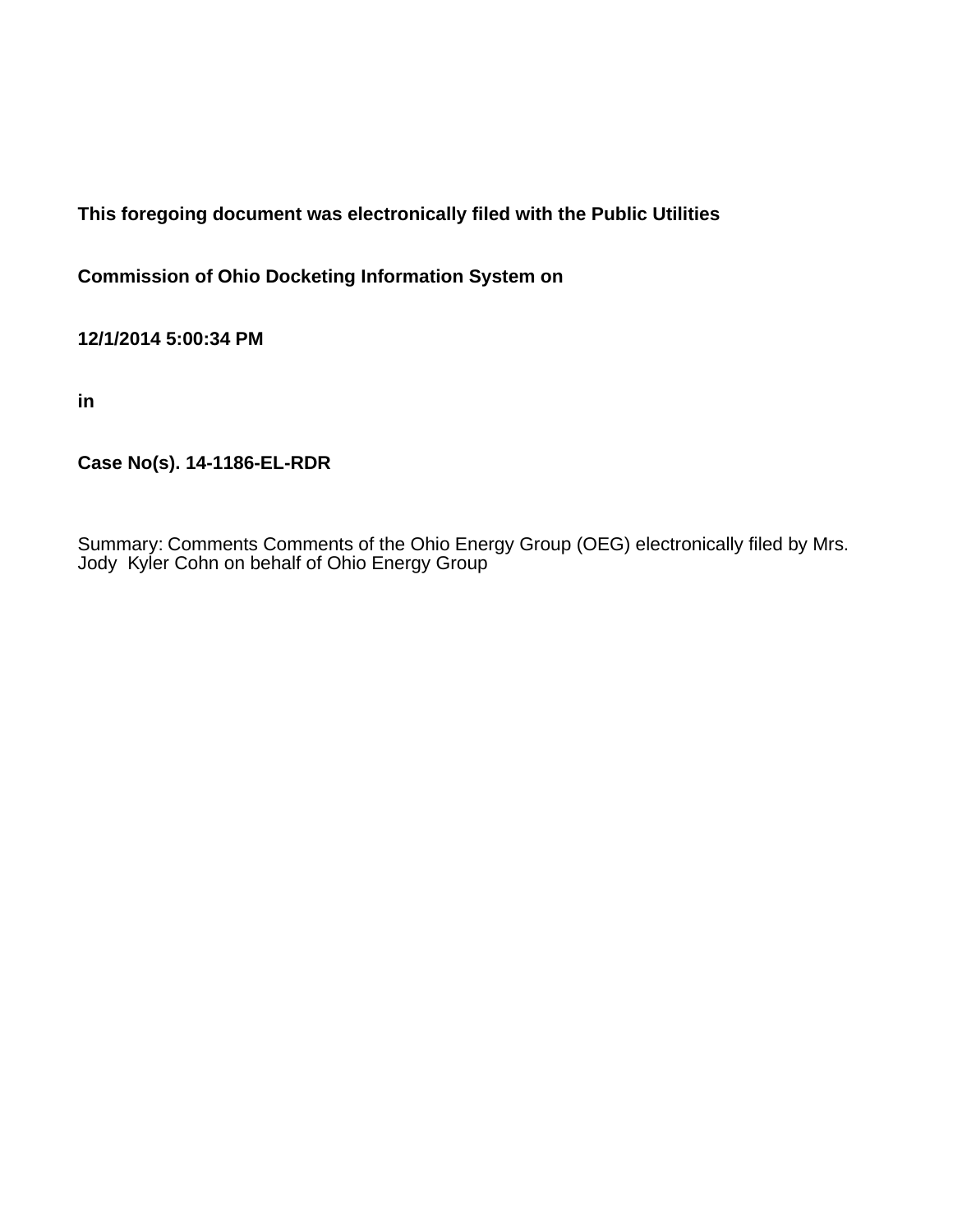**This foregoing document was electronically filed with the Public Utilities**

**Commission of Ohio Docketing Information System on**

**12/1/2014 5:00:34 PM**

**in**

**Case No(s). 14-1186-EL-RDR**

Summary: Comments Comments of the Ohio Energy Group (OEG) electronically filed by Mrs. Jody Kyler Cohn on behalf of Ohio Energy Group